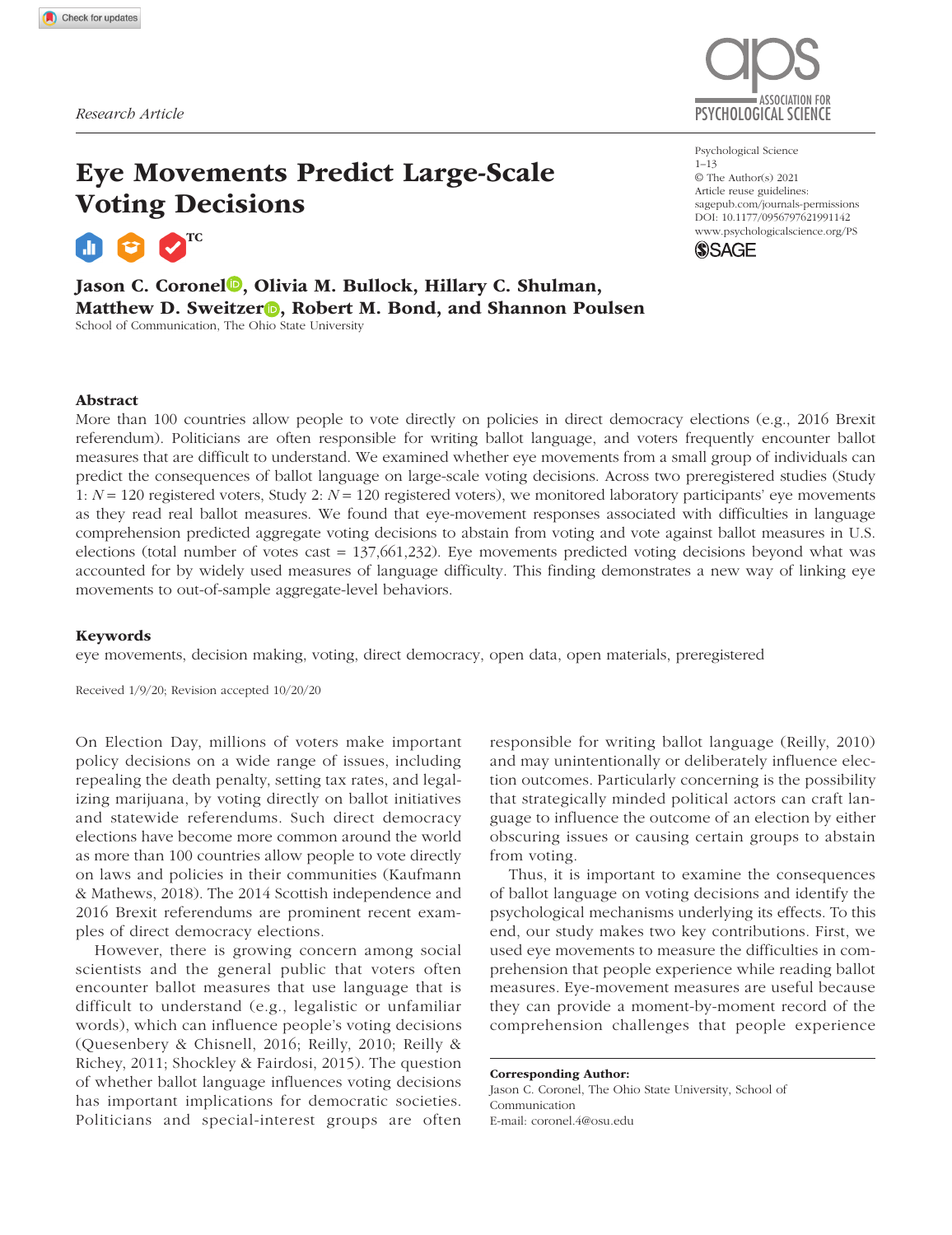Research Article

# Eye Movements Predict Large-Scale Voting Decisions

**Jason C. Coronel, Olivia M. Bullock, Hillary C. Shulman, Matthew D. Sweitzer, Robert M. Bond, and Shannon Poulsen**

School of Communication, The Ohio State University

Psychological Science
1–13
© The Author(s) 2021
Article reuse guidelines: sagepub.com/journals-permissions
DOI: 10.1177/0956797621991142
www.psychologicalscience.org/PS

## Abstract

More than 100 countries allow people to vote directly on policies in direct democracy elections (e.g., 2016 Brexit referendum). Politicians are often responsible for writing ballot language, and voters frequently encounter ballot measures that are difficult to understand. We examined whether eye movements from a small group of individuals can predict the consequences of ballot language on large-scale voting decisions. Across two preregistered studies (Study 1: $N = 120$ registered voters, Study 2: $N = 120$ registered voters), we monitored laboratory participants' eye movements as they read real ballot measures. We found that eye-movement responses associated with difficulties in language comprehension predicted aggregate voting decisions to abstain from voting and vote against ballot measures in U.S. elections (total number of votes cast = 137,661,232). Eye movements predicted voting decisions beyond what was accounted for by widely used measures of language difficulty. This finding demonstrates a new way of linking eye movements to out-of-sample aggregate-level behaviors.

### Keywords

eye movements, decision making, voting, direct democracy, open data, open materials, preregistered

Received 1/9/20; Revision accepted 10/20/20

On Election Day, millions of voters make important policy decisions on a wide range of issues, including repealing the death penalty, setting tax rates, and legalizing marijuana, by voting directly on ballot initiatives and statewide referendums. Such direct democracy elections have become more common around the world as more than 100 countries allow people to vote directly on laws and policies in their communities (Kaufmann & Mathews, 2018). The 2014 Scottish independence and 2016 Brexit referendums are prominent recent examples of direct democracy elections.

However, there is growing concern among social scientists and the general public that voters often encounter ballot measures that use language that is difficult to understand (e.g., legalistic or unfamiliar words), which can influence people's voting decisions (Quesenbery & Chisnell, 2016; Reilly, 2010; Reilly & Richey, 2011; Shockley & Fairdosi, 2015). The question of whether ballot language influences voting decisions has important implications for democratic societies. Politicians and special-interest groups are often responsible for writing ballot language (Reilly, 2010) and may unintentionally or deliberately influence election outcomes. Particularly concerning is the possibility that strategically minded political actors can craft language to influence the outcome of an election by either obscuring issues or causing certain groups to abstain from voting.

Thus, it is important to examine the consequences of ballot language on voting decisions and identify the psychological mechanisms underlying its effects. To this end, our study makes two key contributions. First, we used eye movements to measure the difficulties in comprehension that people experience while reading ballot measures. Eye-movement measures are useful because they can provide a moment-by-moment record of the comprehension challenges that people experience

**Corresponding Author:**
Jason C. Coronel, The Ohio State University, School of Communication
E-mail: coronel.4@osu.edu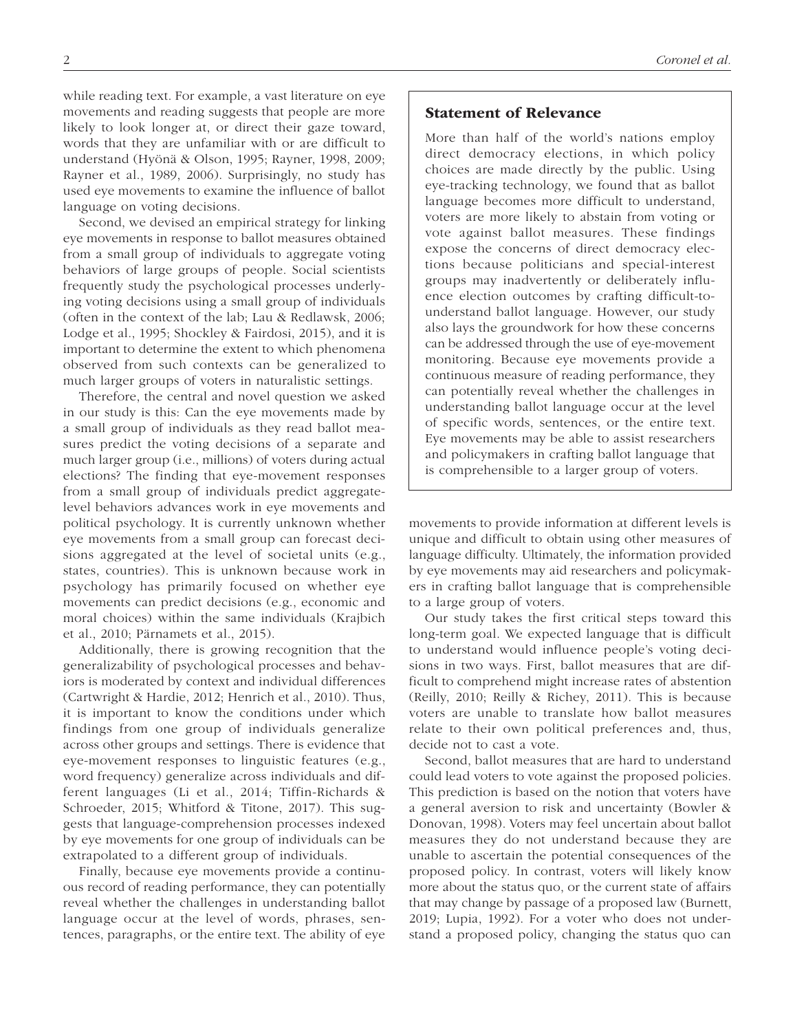while reading text. For example, a vast literature on eye movements and reading suggests that people are more likely to look longer at, or direct their gaze toward, words that they are unfamiliar with or are difficult to understand (Hyönä & Olson, 1995; Rayner, 1998, 2009; Rayner et al., 1989, 2006). Surprisingly, no study has used eye movements to examine the influence of ballot language on voting decisions.

Second, we devised an empirical strategy for linking eye movements in response to ballot measures obtained from a small group of individuals to aggregate voting behaviors of large groups of people. Social scientists frequently study the psychological processes underlying voting decisions using a small group of individuals (often in the context of the lab; Lau & Redlawsk, 2006; Lodge et al., 1995; Shockley & Fairdosi, 2015), and it is important to determine the extent to which phenomena observed from such contexts can be generalized to much larger groups of voters in naturalistic settings.

Therefore, the central and novel question we asked in our study is this: Can the eye movements made by a small group of individuals as they read ballot measures predict the voting decisions of a separate and much larger group (i.e., millions) of voters during actual elections? The finding that eye-movement responses from a small group of individuals predict aggregate-level behaviors advances work in eye movements and political psychology. It is currently unknown whether eye movements from a small group can forecast decisions aggregated at the level of societal units (e.g., states, countries). This is unknown because work in psychology has primarily focused on whether eye movements can predict decisions (e.g., economic and moral choices) within the same individuals (Krajbich et al., 2010; Pärnamets et al., 2015).

Additionally, there is growing recognition that the generalizability of psychological processes and behaviors is moderated by context and individual differences (Cartwright & Hardie, 2012; Henrich et al., 2010). Thus, it is important to know the conditions under which findings from one group of individuals generalize across other groups and settings. There is evidence that eye-movement responses to linguistic features (e.g., word frequency) generalize across individuals and different languages (Li et al., 2014; Tiffin-Richards & Schroeder, 2015; Whitford & Titone, 2017). This suggests that language-comprehension processes indexed by eye movements for one group of individuals can be extrapolated to a different group of individuals.

Finally, because eye movements provide a continuous record of reading performance, they can potentially reveal whether the challenges in understanding ballot language occur at the level of words, phrases, sentences, paragraphs, or the entire text. The ability of eye movements to provide information at different levels is unique and difficult to obtain using other measures of language difficulty. Ultimately, the information provided by eye movements may aid researchers and policymakers in crafting ballot language that is comprehensible to a large group of voters.

> **Statement of Relevance**
>
> More than half of the world's nations employ direct democracy elections, in which policy choices are made directly by the public. Using eye-tracking technology, we found that as ballot language becomes more difficult to understand, voters are more likely to abstain from voting or vote against ballot measures. These findings expose the concerns of direct democracy elections because politicians and special-interest groups may inadvertently or deliberately influence election outcomes by crafting difficult-to-understand ballot language. However, our study also lays the groundwork for how these concerns can be addressed through the use of eye-movement monitoring. Because eye movements provide a continuous measure of reading performance, they can potentially reveal whether the challenges in understanding ballot language occur at the level of specific words, sentences, or the entire text. Eye movements may be able to assist researchers and policymakers in crafting ballot language that is comprehensible to a larger group of voters.

Our study takes the first critical steps toward this long-term goal. We expected language that is difficult to understand would influence people's voting decisions in two ways. First, ballot measures that are difficult to comprehend might increase rates of abstention (Reilly, 2010; Reilly & Richey, 2011). This is because voters are unable to translate how ballot measures relate to their own political preferences and, thus, decide not to cast a vote.

Second, ballot measures that are hard to understand could lead voters to vote against the proposed policies. This prediction is based on the notion that voters have a general aversion to risk and uncertainty (Bowler & Donovan, 1998). Voters may feel uncertain about ballot measures they do not understand because they are unable to ascertain the potential consequences of the proposed policy. In contrast, voters will likely know more about the status quo, or the current state of affairs that may change by passage of a proposed law (Burnett, 2019; Lupia, 1992). For a voter who does not understand a proposed policy, changing the status quo can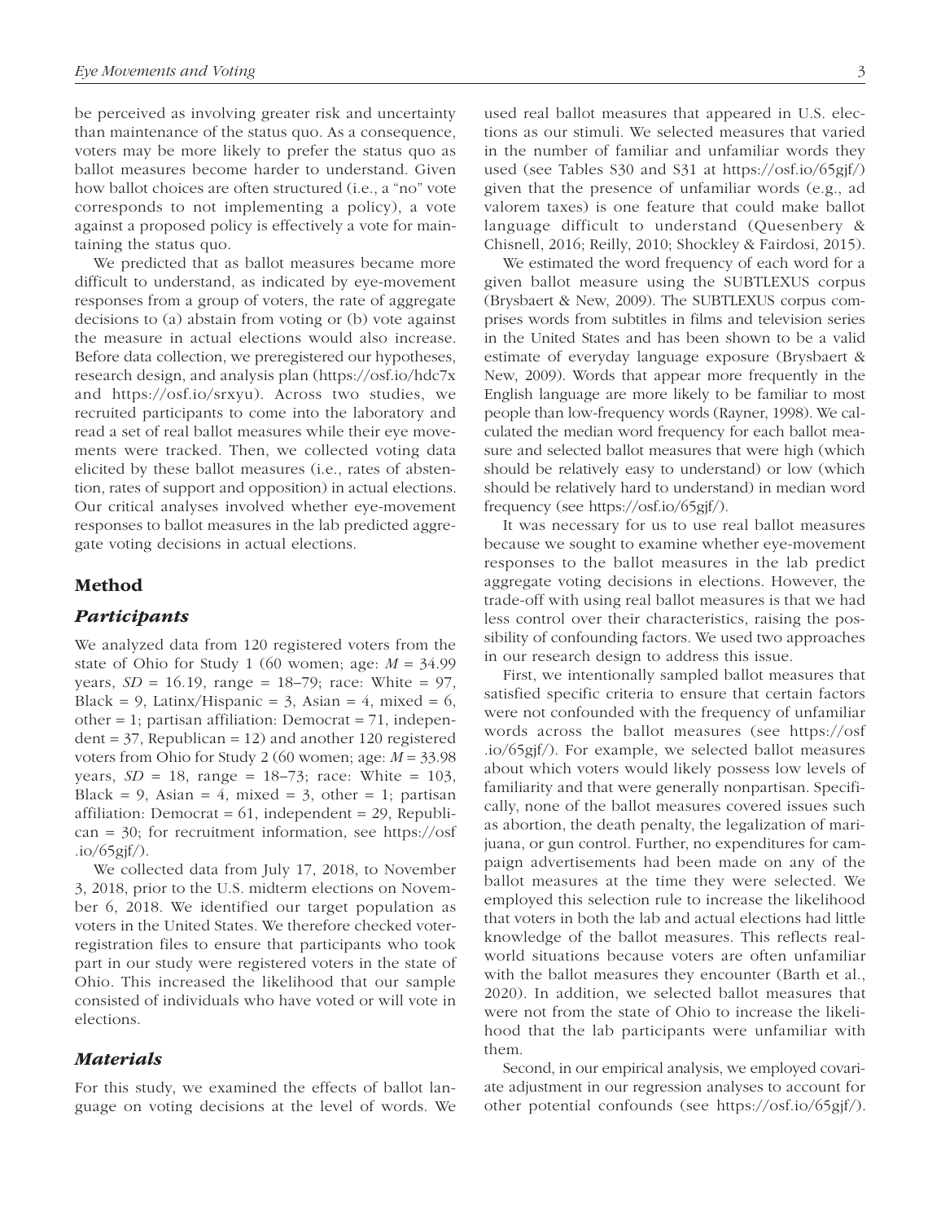be perceived as involving greater risk and uncertainty than maintenance of the status quo. As a consequence, voters may be more likely to prefer the status quo as ballot measures become harder to understand. Given how ballot choices are often structured (i.e., a "no" vote corresponds to not implementing a policy), a vote against a proposed policy is effectively a vote for maintaining the status quo.

We predicted that as ballot measures became more difficult to understand, as indicated by eye-movement responses from a group of voters, the rate of aggregate decisions to (a) abstain from voting or (b) vote against the measure in actual elections would also increase. Before data collection, we preregistered our hypotheses, research design, and analysis plan (https://osf.io/hdc7x and https://osf.io/srxyu). Across two studies, we recruited participants to come into the laboratory and read a set of real ballot measures while their eye movements were tracked. Then, we collected voting data elicited by these ballot measures (i.e., rates of abstention, rates of support and opposition) in actual elections. Our critical analyses involved whether eye-movement responses to ballot measures in the lab predicted aggregate voting decisions in actual elections.

## Method

### Participants

We analyzed data from 120 registered voters from the state of Ohio for Study 1 (60 women; age: *M* = 34.99 years, *SD* = 16.19, range = 18–79; race: White = 97, Black = 9, Latinx/Hispanic = 3, Asian = 4, mixed = 6, other = 1; partisan affiliation: Democrat = 71, independent = 37, Republican = 12) and another 120 registered voters from Ohio for Study 2 (60 women; age: *M* = 33.98 years, *SD* = 18, range = 18–73; race: White = 103, Black = 9, Asian = 4, mixed = 3, other = 1; partisan affiliation: Democrat = 61, independent = 29, Republican = 30; for recruitment information, see https://osf.io/65gjf/).

We collected data from July 17, 2018, to November 3, 2018, prior to the U.S. midterm elections on November 6, 2018. We identified our target population as voters in the United States. We therefore checked voter-registration files to ensure that participants who took part in our study were registered voters in the state of Ohio. This increased the likelihood that our sample consisted of individuals who have voted or will vote in elections.

### Materials

For this study, we examined the effects of ballot language on voting decisions at the level of words. We used real ballot measures that appeared in U.S. elections as our stimuli. We selected measures that varied in the number of familiar and unfamiliar words they used (see Tables S30 and S31 at https://osf.io/65gjf/) given that the presence of unfamiliar words (e.g., ad valorem taxes) is one feature that could make ballot language difficult to understand (Quesenbery & Chisnell, 2016; Reilly, 2010; Shockley & Fairdosi, 2015).

We estimated the word frequency of each word for a given ballot measure using the SUBTLEXUS corpus (Brysbaert & New, 2009). The SUBTLEXUS corpus comprises words from subtitles in films and television series in the United States and has been shown to be a valid estimate of everyday language exposure (Brysbaert & New, 2009). Words that appear more frequently in the English language are more likely to be familiar to most people than low-frequency words (Rayner, 1998). We calculated the median word frequency for each ballot measure and selected ballot measures that were high (which should be relatively easy to understand) or low (which should be relatively hard to understand) in median word frequency (see https://osf.io/65gjf/).

It was necessary for us to use real ballot measures because we sought to examine whether eye-movement responses to the ballot measures in the lab predict aggregate voting decisions in elections. However, the trade-off with using real ballot measures is that we had less control over their characteristics, raising the possibility of confounding factors. We used two approaches in our research design to address this issue.

First, we intentionally sampled ballot measures that satisfied specific criteria to ensure that certain factors were not confounded with the frequency of unfamiliar words across the ballot measures (see https://osf.io/65gjf/). For example, we selected ballot measures about which voters would likely possess low levels of familiarity and that were generally nonpartisan. Specifically, none of the ballot measures covered issues such as abortion, the death penalty, the legalization of marijuana, or gun control. Further, no expenditures for campaign advertisements had been made on any of the ballot measures at the time they were selected. We employed this selection rule to increase the likelihood that voters in both the lab and actual elections had little knowledge of the ballot measures. This reflects real-world situations because voters are often unfamiliar with the ballot measures they encounter (Barth et al., 2020). In addition, we selected ballot measures that were not from the state of Ohio to increase the likelihood that the lab participants were unfamiliar with them.

Second, in our empirical analysis, we employed covariate adjustment in our regression analyses to account for other potential confounds (see https://osf.io/65gjf/).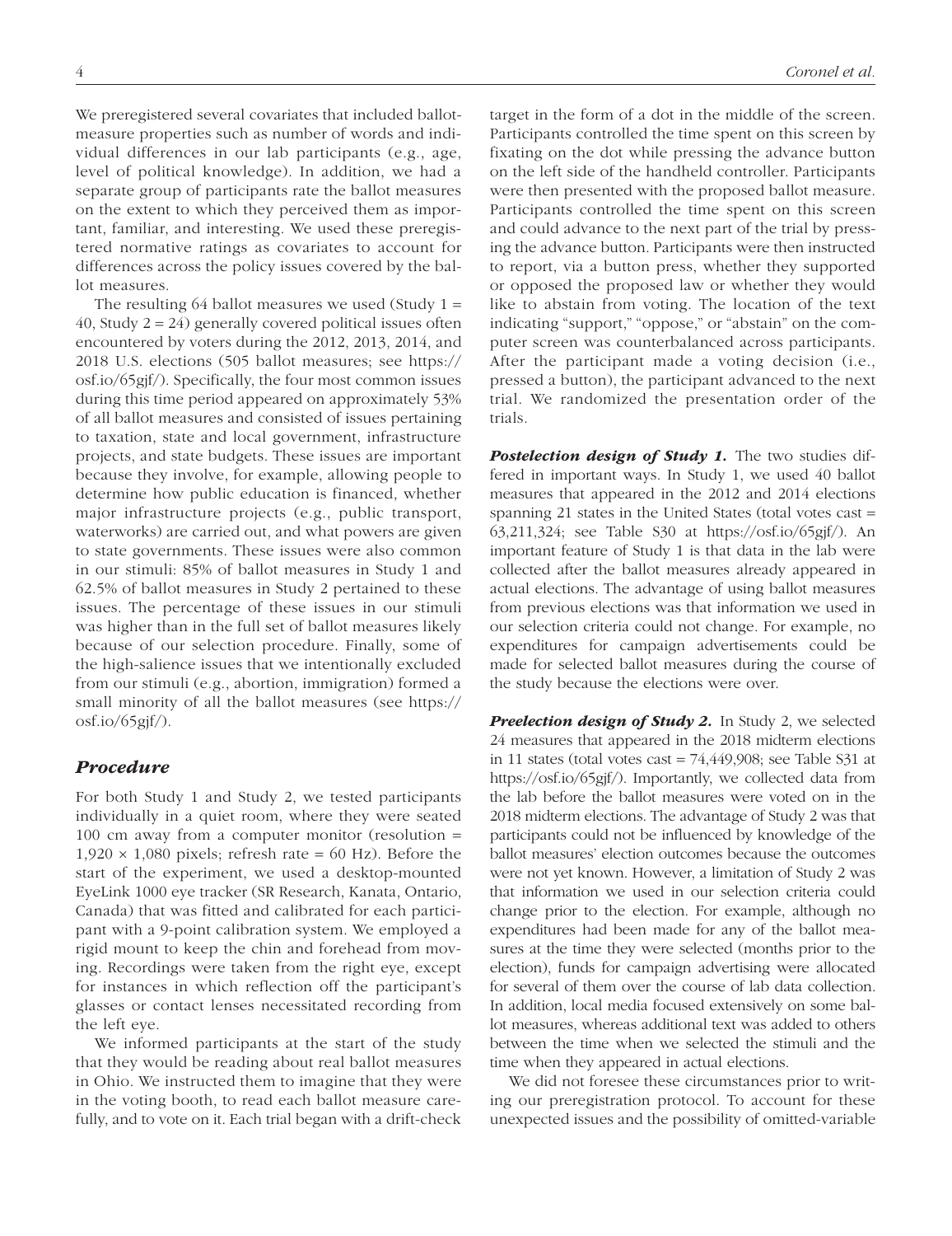We preregistered several covariates that included ballot-measure properties such as number of words and individual differences in our lab participants (e.g., age, level of political knowledge). In addition, we had a separate group of participants rate the ballot measures on the extent to which they perceived them as important, familiar, and interesting. We used these preregistered normative ratings as covariates to account for differences across the policy issues covered by the ballot measures.

The resulting 64 ballot measures we used (Study 1 = 40, Study 2 = 24) generally covered political issues often encountered by voters during the 2012, 2013, 2014, and 2018 U.S. elections (505 ballot measures; see https://osf.io/65gjf/). Specifically, the four most common issues during this time period appeared on approximately 53% of all ballot measures and consisted of issues pertaining to taxation, state and local government, infrastructure projects, and state budgets. These issues are important because they involve, for example, allowing people to determine how public education is financed, whether major infrastructure projects (e.g., public transport, waterworks) are carried out, and what powers are given to state governments. These issues were also common in our stimuli: 85% of ballot measures in Study 1 and 62.5% of ballot measures in Study 2 pertained to these issues. The percentage of these issues in our stimuli was higher than in the full set of ballot measures likely because of our selection procedure. Finally, some of the high-salience issues that we intentionally excluded from our stimuli (e.g., abortion, immigration) formed a small minority of all the ballot measures (see https://osf.io/65gjf/).

## *Procedure*

For both Study 1 and Study 2, we tested participants individually in a quiet room, where they were seated 100 cm away from a computer monitor (resolution = 1,920 × 1,080 pixels; refresh rate = 60 Hz). Before the start of the experiment, we used a desktop-mounted EyeLink 1000 eye tracker (SR Research, Kanata, Ontario, Canada) that was fitted and calibrated for each participant with a 9-point calibration system. We employed a rigid mount to keep the chin and forehead from moving. Recordings were taken from the right eye, except for instances in which reflection off the participant's glasses or contact lenses necessitated recording from the left eye.

We informed participants at the start of the study that they would be reading about real ballot measures in Ohio. We instructed them to imagine that they were in the voting booth, to read each ballot measure carefully, and to vote on it. Each trial began with a drift-check target in the form of a dot in the middle of the screen. Participants controlled the time spent on this screen by fixating on the dot while pressing the advance button on the left side of the handheld controller. Participants were then presented with the proposed ballot measure. Participants controlled the time spent on this screen and could advance to the next part of the trial by pressing the advance button. Participants were then instructed to report, via a button press, whether they supported or opposed the proposed law or whether they would like to abstain from voting. The location of the text indicating "support," "oppose," or "abstain" on the computer screen was counterbalanced across participants. After the participant made a voting decision (i.e., pressed a button), the participant advanced to the next trial. We randomized the presentation order of the trials.

***Postelection design of Study 1.*** The two studies differed in important ways. In Study 1, we used 40 ballot measures that appeared in the 2012 and 2014 elections spanning 21 states in the United States (total votes cast = 63,211,324; see Table S30 at https://osf.io/65gjf/). An important feature of Study 1 is that data in the lab were collected after the ballot measures already appeared in actual elections. The advantage of using ballot measures from previous elections was that information we used in our selection criteria could not change. For example, no expenditures for campaign advertisements could be made for selected ballot measures during the course of the study because the elections were over.

***Preelection design of Study 2.*** In Study 2, we selected 24 measures that appeared in the 2018 midterm elections in 11 states (total votes cast = 74,449,908; see Table S31 at https://osf.io/65gjf/). Importantly, we collected data from the lab before the ballot measures were voted on in the 2018 midterm elections. The advantage of Study 2 was that participants could not be influenced by knowledge of the ballot measures' election outcomes because the outcomes were not yet known. However, a limitation of Study 2 was that information we used in our selection criteria could change prior to the election. For example, although no expenditures had been made for any of the ballot measures at the time they were selected (months prior to the election), funds for campaign advertising were allocated for several of them over the course of lab data collection. In addition, local media focused extensively on some ballot measures, whereas additional text was added to others between the time when we selected the stimuli and the time when they appeared in actual elections.

We did not foresee these circumstances prior to writing our preregistration protocol. To account for these unexpected issues and the possibility of omitted-variable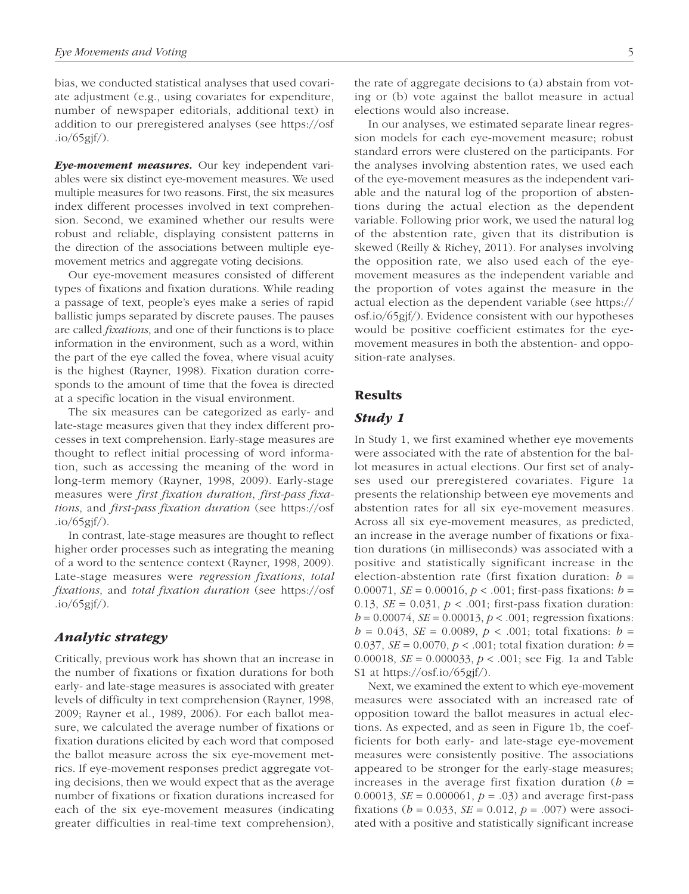bias, we conducted statistical analyses that used covariate adjustment (e.g., using covariates for expenditure, number of newspaper editorials, additional text) in addition to our preregistered analyses (see https://osf.io/65gjf/).

***Eye-movement measures.*** Our key independent variables were six distinct eye-movement measures. We used multiple measures for two reasons. First, the six measures index different processes involved in text comprehension. Second, we examined whether our results were robust and reliable, displaying consistent patterns in the direction of the associations between multiple eye-movement metrics and aggregate voting decisions.

Our eye-movement measures consisted of different types of fixations and fixation durations. While reading a passage of text, people's eyes make a series of rapid ballistic jumps separated by discrete pauses. The pauses are called *fixations*, and one of their functions is to place information in the environment, such as a word, within the part of the eye called the fovea, where visual acuity is the highest (Rayner, 1998). Fixation duration corresponds to the amount of time that the fovea is directed at a specific location in the visual environment.

The six measures can be categorized as early- and late-stage measures given that they index different processes in text comprehension. Early-stage measures are thought to reflect initial processing of word information, such as accessing the meaning of the word in long-term memory (Rayner, 1998, 2009). Early-stage measures were *first fixation duration*, *first-pass fixations*, and *first-pass fixation duration* (see https://osf.io/65gjf/).

In contrast, late-stage measures are thought to reflect higher order processes such as integrating the meaning of a word to the sentence context (Rayner, 1998, 2009). Late-stage measures were *regression fixations*, *total fixations*, and *total fixation duration* (see https://osf.io/65gjf/).

### *Analytic strategy*

Critically, previous work has shown that an increase in the number of fixations or fixation durations for both early- and late-stage measures is associated with greater levels of difficulty in text comprehension (Rayner, 1998, 2009; Rayner et al., 1989, 2006). For each ballot measure, we calculated the average number of fixations or fixation durations elicited by each word that composed the ballot measure across the six eye-movement metrics. If eye-movement responses predict aggregate voting decisions, then we would expect that as the average number of fixations or fixation durations increased for each of the six eye-movement measures (indicating greater difficulties in real-time text comprehension), the rate of aggregate decisions to (a) abstain from voting or (b) vote against the ballot measure in actual elections would also increase.

In our analyses, we estimated separate linear regression models for each eye-movement measure; robust standard errors were clustered on the participants. For the analyses involving abstention rates, we used each of the eye-movement measures as the independent variable and the natural log of the proportion of abstentions during the actual election as the dependent variable. Following prior work, we used the natural log of the abstention rate, given that its distribution is skewed (Reilly & Richey, 2011). For analyses involving the opposition rate, we also used each of the eye-movement measures as the independent variable and the proportion of votes against the measure in the actual election as the dependent variable (see https://osf.io/65gjf/). Evidence consistent with our hypotheses would be positive coefficient estimates for the eye-movement measures in both the abstention- and opposition-rate analyses.

## Results

### *Study 1*

In Study 1, we first examined whether eye movements were associated with the rate of abstention for the ballot measures in actual elections. Our first set of analyses used our preregistered covariates. Figure 1a presents the relationship between eye movements and abstention rates for all six eye-movement measures. Across all six eye-movement measures, as predicted, an increase in the average number of fixations or fixation durations (in milliseconds) was associated with a positive and statistically significant increase in the election-abstention rate (first fixation duration: $b = 0.00071$, $SE = 0.00016$, $p < .001$; first-pass fixations: $b = 0.13$, $SE = 0.031$, $p < .001$; first-pass fixation duration: $b = 0.00074$, $SE = 0.00013$, $p < .001$; regression fixations: $b = 0.043$, $SE = 0.0089$, $p < .001$; total fixations: $b = 0.037$, $SE = 0.0070$, $p < .001$; total fixation duration: $b = 0.00018$, $SE = 0.000033$, $p < .001$; see Fig. 1a and Table S1 at https://osf.io/65gjf/).

Next, we examined the extent to which eye-movement measures were associated with an increased rate of opposition toward the ballot measures in actual elections. As expected, and as seen in Figure 1b, the coefficients for both early- and late-stage eye-movement measures were consistently positive. The associations appeared to be stronger for the early-stage measures; increases in the average first fixation duration ($b = 0.00013$, $SE = 0.000061$, $p = .03$) and average first-pass fixations ($b = 0.033$, $SE = 0.012$, $p = .007$) were associated with a positive and statistically significant increase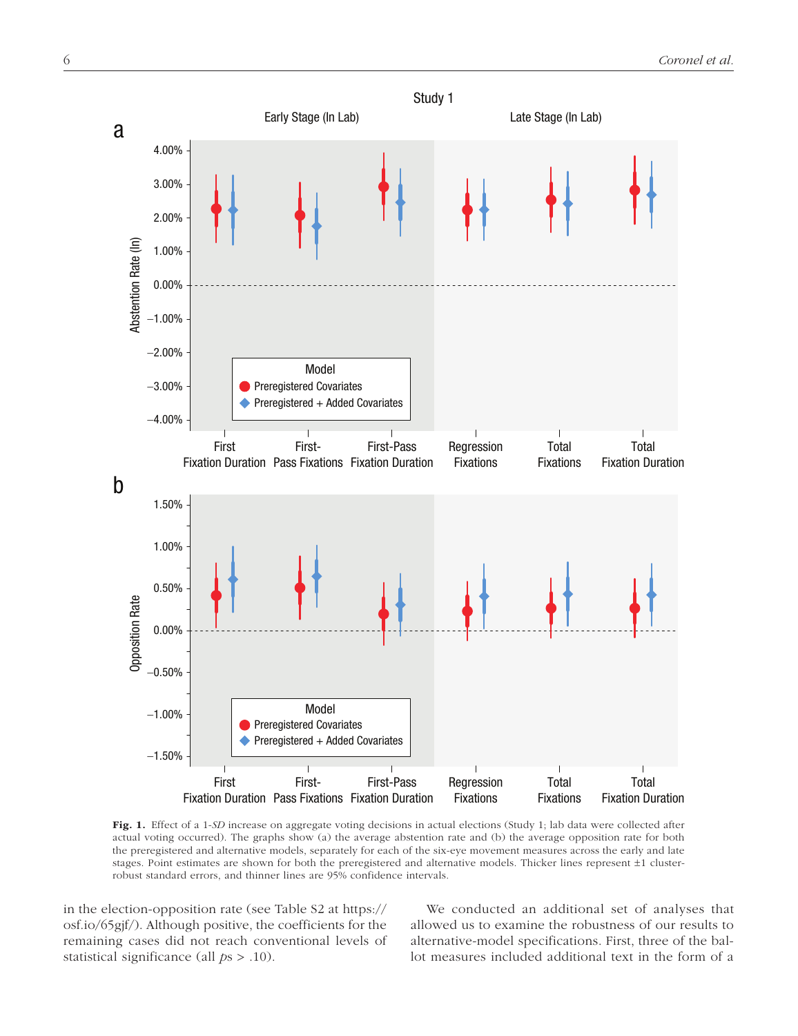**Fig. 1.** Effect of a 1-*SD* increase on aggregate voting decisions in actual elections (Study 1; lab data were collected after actual voting occurred). The graphs show (a) the average abstention rate and (b) the average opposition rate for both the preregistered and alternative models, separately for each of the six-eye movement measures across the early and late stages. Point estimates are shown for both the preregistered and alternative models. Thicker lines represent ±1 cluster-robust standard errors, and thinner lines are 95% confidence intervals.

in the election-opposition rate (see Table S2 at https://osf.io/65gjf/). Although positive, the coefficients for the remaining cases did not reach conventional levels of statistical significance (all $ps > .10$).

We conducted an additional set of analyses that allowed us to examine the robustness of our results to alternative-model specifications. First, three of the ballot measures included additional text in the form of a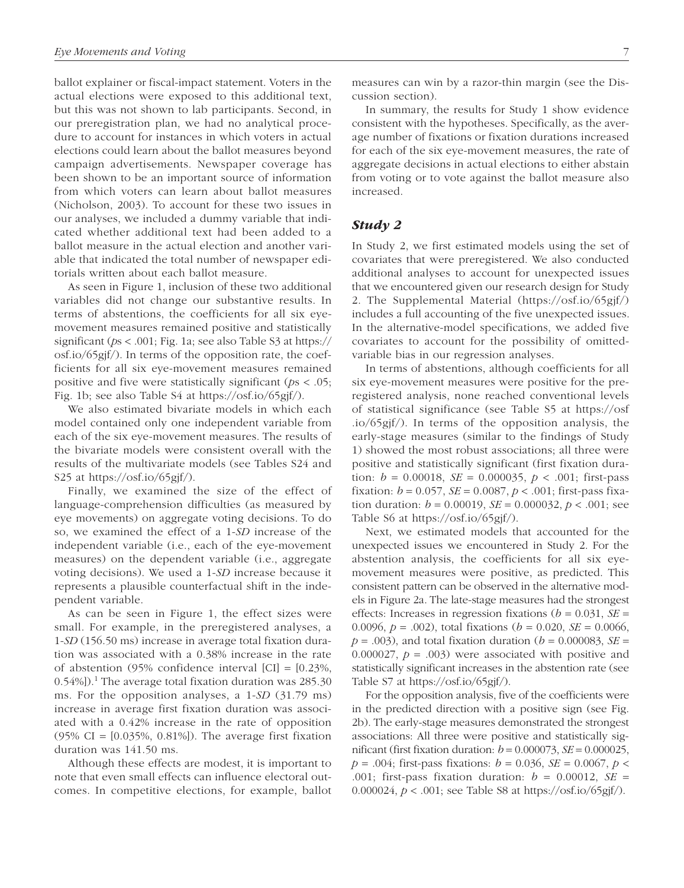ballot explainer or fiscal-impact statement. Voters in the actual elections were exposed to this additional text, but this was not shown to lab participants. Second, in our preregistration plan, we had no analytical procedure to account for instances in which voters in actual elections could learn about the ballot measures beyond campaign advertisements. Newspaper coverage has been shown to be an important source of information from which voters can learn about ballot measures (Nicholson, 2003). To account for these two issues in our analyses, we included a dummy variable that indicated whether additional text had been added to a ballot measure in the actual election and another variable that indicated the total number of newspaper editorials written about each ballot measure.

As seen in Figure 1, inclusion of these two additional variables did not change our substantive results. In terms of abstentions, the coefficients for all six eye-movement measures remained positive and statistically significant (*p*s < .001; Fig. 1a; see also Table S3 at https://osf.io/65gjf/). In terms of the opposition rate, the coefficients for all six eye-movement measures remained positive and five were statistically significant (*p*s < .05; Fig. 1b; see also Table S4 at https://osf.io/65gjf/).

We also estimated bivariate models in which each model contained only one independent variable from each of the six eye-movement measures. The results of the bivariate models were consistent overall with the results of the multivariate models (see Tables S24 and S25 at https://osf.io/65gjf/).

Finally, we examined the size of the effect of language-comprehension difficulties (as measured by eye movements) on aggregate voting decisions. To do so, we examined the effect of a 1-*SD* increase of the independent variable (i.e., each of the eye-movement measures) on the dependent variable (i.e., aggregate voting decisions). We used a 1-*SD* increase because it represents a plausible counterfactual shift in the independent variable.

As can be seen in Figure 1, the effect sizes were small. For example, in the preregistered analyses, a 1-*SD* (156.50 ms) increase in average total fixation duration was associated with a 0.38% increase in the rate of abstention (95% confidence interval [CI] = [0.23%, 0.54%]).[1] The average total fixation duration was 285.30 ms. For the opposition analyses, a 1-*SD* (31.79 ms) increase in average first fixation duration was associated with a 0.42% increase in the rate of opposition (95% CI = [0.035%, 0.81%]). The average first fixation duration was 141.50 ms.

Although these effects are modest, it is important to note that even small effects can influence electoral outcomes. In competitive elections, for example, ballot measures can win by a razor-thin margin (see the Discussion section).

In summary, the results for Study 1 show evidence consistent with the hypotheses. Specifically, as the average number of fixations or fixation durations increased for each of the six eye-movement measures, the rate of aggregate decisions in actual elections to either abstain from voting or to vote against the ballot measure also increased.

## *Study 2*

In Study 2, we first estimated models using the set of covariates that were preregistered. We also conducted additional analyses to account for unexpected issues that we encountered given our research design for Study 2. The Supplemental Material (https://osf.io/65gjf/) includes a full accounting of the five unexpected issues. In the alternative-model specifications, we added five covariates to account for the possibility of omitted-variable bias in our regression analyses.

In terms of abstentions, although coefficients for all six eye-movement measures were positive for the preregistered analysis, none reached conventional levels of statistical significance (see Table S5 at https://osf.io/65gjf/). In terms of the opposition analysis, the early-stage measures (similar to the findings of Study 1) showed the most robust associations; all three were positive and statistically significant (first fixation duration: $b$ = 0.00018, *SE* = 0.000035, $p$ < .001; first-pass fixation: $b$ = 0.057, *SE* = 0.0087, $p$ < .001; first-pass fixation duration: $b$ = 0.00019, *SE* = 0.000032, $p$ < .001; see Table S6 at https://osf.io/65gjf/).

Next, we estimated models that accounted for the unexpected issues we encountered in Study 2. For the abstention analysis, the coefficients for all six eye-movement measures were positive, as predicted. This consistent pattern can be observed in the alternative models in Figure 2a. The late-stage measures had the strongest effects: Increases in regression fixations ($b$ = 0.031, *SE* = 0.0096, $p$ = .002), total fixations ($b$ = 0.020, *SE* = 0.0066, $p$ = .003), and total fixation duration ($b$ = 0.000083, *SE* = 0.000027, $p$ = .003) were associated with positive and statistically significant increases in the abstention rate (see Table S7 at https://osf.io/65gjf/).

For the opposition analysis, five of the coefficients were in the predicted direction with a positive sign (see Fig. 2b). The early-stage measures demonstrated the strongest associations: All three were positive and statistically significant (first fixation duration: $b$ = 0.000073, *SE* = 0.000025, $p$ = .004; first-pass fixations: $b$ = 0.036, *SE* = 0.0067, $p$ < .001; first-pass fixation duration: $b$ = 0.00012, *SE* = 0.000024, $p$ < .001; see Table S8 at https://osf.io/65gjf/).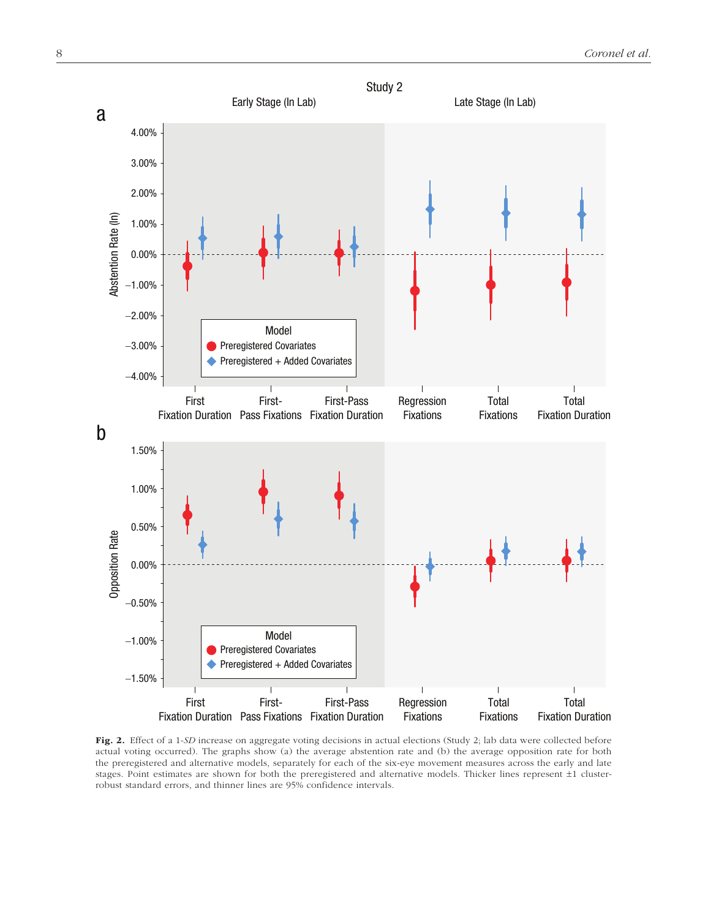**Fig. 2.** Effect of a 1-*SD* increase on aggregate voting decisions in actual elections (Study 2; lab data were collected before actual voting occurred). The graphs show (a) the average abstention rate and (b) the average opposition rate for both the preregistered and alternative models, separately for each of the six-eye movement measures across the early and late stages. Point estimates are shown for both the preregistered and alternative models. Thicker lines represent ±1 cluster-robust standard errors, and thinner lines are 95% confidence intervals.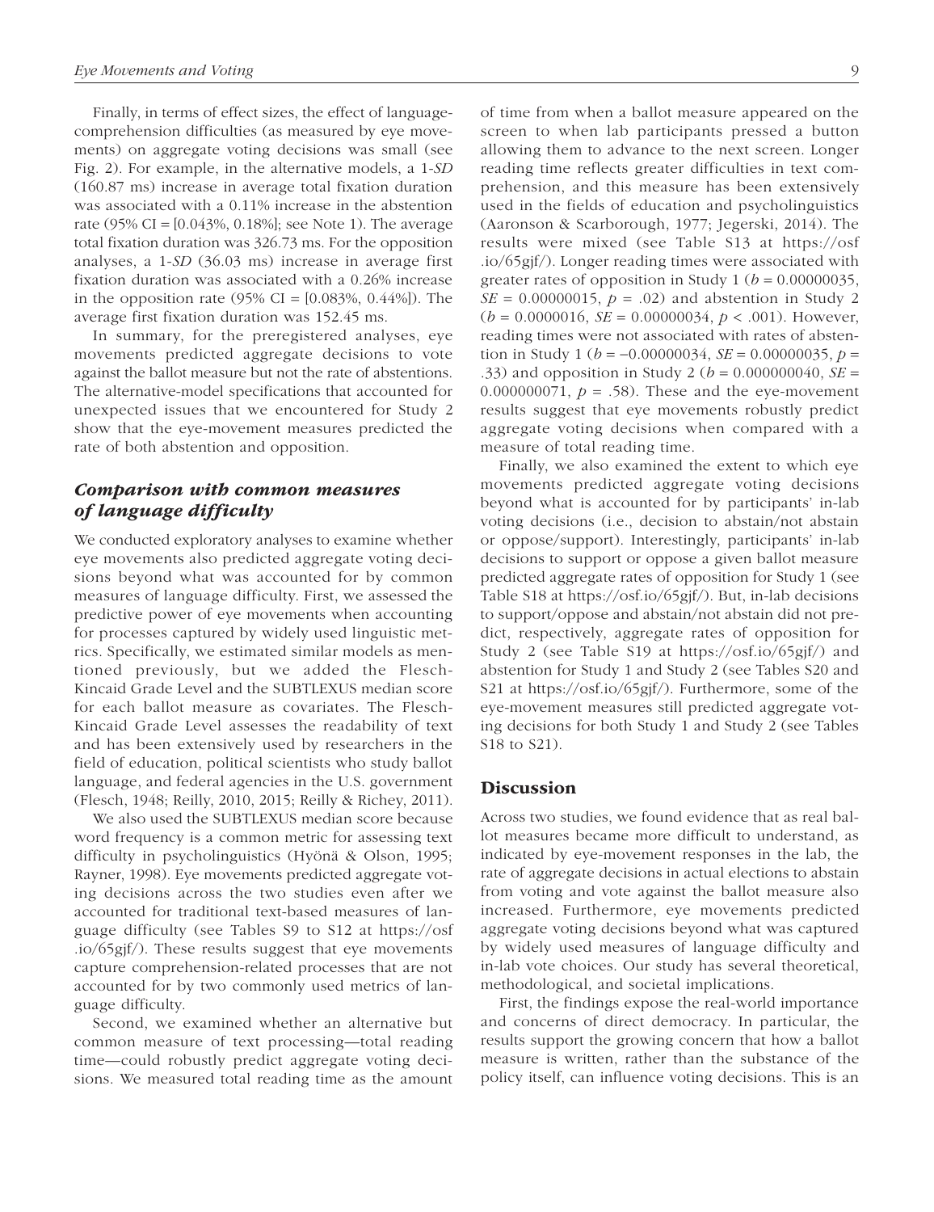Finally, in terms of effect sizes, the effect of language-comprehension difficulties (as measured by eye movements) on aggregate voting decisions was small (see Fig. 2). For example, in the alternative models, a 1-*SD* (160.87 ms) increase in average total fixation duration was associated with a 0.11% increase in the abstention rate (95% CI = [0.043%, 0.18%]; see Note 1). The average total fixation duration was 326.73 ms. For the opposition analyses, a 1-*SD* (36.03 ms) increase in average first fixation duration was associated with a 0.26% increase in the opposition rate (95% CI = [0.083%, 0.44%]). The average first fixation duration was 152.45 ms.

In summary, for the preregistered analyses, eye movements predicted aggregate decisions to vote against the ballot measure but not the rate of abstentions. The alternative-model specifications that accounted for unexpected issues that we encountered for Study 2 show that the eye-movement measures predicted the rate of both abstention and opposition.

### Comparison with common measures of language difficulty

We conducted exploratory analyses to examine whether eye movements also predicted aggregate voting decisions beyond what was accounted for by common measures of language difficulty. First, we assessed the predictive power of eye movements when accounting for processes captured by widely used linguistic metrics. Specifically, we estimated similar models as mentioned previously, but we added the Flesch-Kincaid Grade Level and the SUBTLEXUS median score for each ballot measure as covariates. The Flesch-Kincaid Grade Level assesses the readability of text and has been extensively used by researchers in the field of education, political scientists who study ballot language, and federal agencies in the U.S. government (Flesch, 1948; Reilly, 2010, 2015; Reilly & Richey, 2011).

We also used the SUBTLEXUS median score because word frequency is a common metric for assessing text difficulty in psycholinguistics (Hyönä & Olson, 1995; Rayner, 1998). Eye movements predicted aggregate voting decisions across the two studies even after we accounted for traditional text-based measures of language difficulty (see Tables S9 to S12 at https://osf.io/65gjf/). These results suggest that eye movements capture comprehension-related processes that are not accounted for by two commonly used metrics of language difficulty.

Second, we examined whether an alternative but common measure of text processing—total reading time—could robustly predict aggregate voting decisions. We measured total reading time as the amount of time from when a ballot measure appeared on the screen to when lab participants pressed a button allowing them to advance to the next screen. Longer reading time reflects greater difficulties in text comprehension, and this measure has been extensively used in the fields of education and psycholinguistics (Aaronson & Scarborough, 1977; Jegerski, 2014). The results were mixed (see Table S13 at https://osf.io/65gjf/). Longer reading times were associated with greater rates of opposition in Study 1 ($b = 0.00000035$, $SE = 0.00000015$, $p = .02$) and abstention in Study 2 ($b = 0.0000016$, $SE = 0.00000034$, $p < .001$). However, reading times were not associated with rates of abstention in Study 1 ($b = -0.00000034$, $SE = 0.00000035$, $p = .33$) and opposition in Study 2 ($b = 0.000000040$, $SE = 0.000000071$, $p = .58$). These and the eye-movement results suggest that eye movements robustly predict aggregate voting decisions when compared with a measure of total reading time.

Finally, we also examined the extent to which eye movements predicted aggregate voting decisions beyond what is accounted for by participants' in-lab voting decisions (i.e., decision to abstain/not abstain or oppose/support). Interestingly, participants' in-lab decisions to support or oppose a given ballot measure predicted aggregate rates of opposition for Study 1 (see Table S18 at https://osf.io/65gjf/). But, in-lab decisions to support/oppose and abstain/not abstain did not predict, respectively, aggregate rates of opposition for Study 2 (see Table S19 at https://osf.io/65gjf/) and abstention for Study 1 and Study 2 (see Tables S20 and S21 at https://osf.io/65gjf/). Furthermore, some of the eye-movement measures still predicted aggregate voting decisions for both Study 1 and Study 2 (see Tables S18 to S21).

## Discussion

Across two studies, we found evidence that as real ballot measures became more difficult to understand, as indicated by eye-movement responses in the lab, the rate of aggregate decisions in actual elections to abstain from voting and vote against the ballot measure also increased. Furthermore, eye movements predicted aggregate voting decisions beyond what was captured by widely used measures of language difficulty and in-lab vote choices. Our study has several theoretical, methodological, and societal implications.

First, the findings expose the real-world importance and concerns of direct democracy. In particular, the results support the growing concern that how a ballot measure is written, rather than the substance of the policy itself, can influence voting decisions. This is an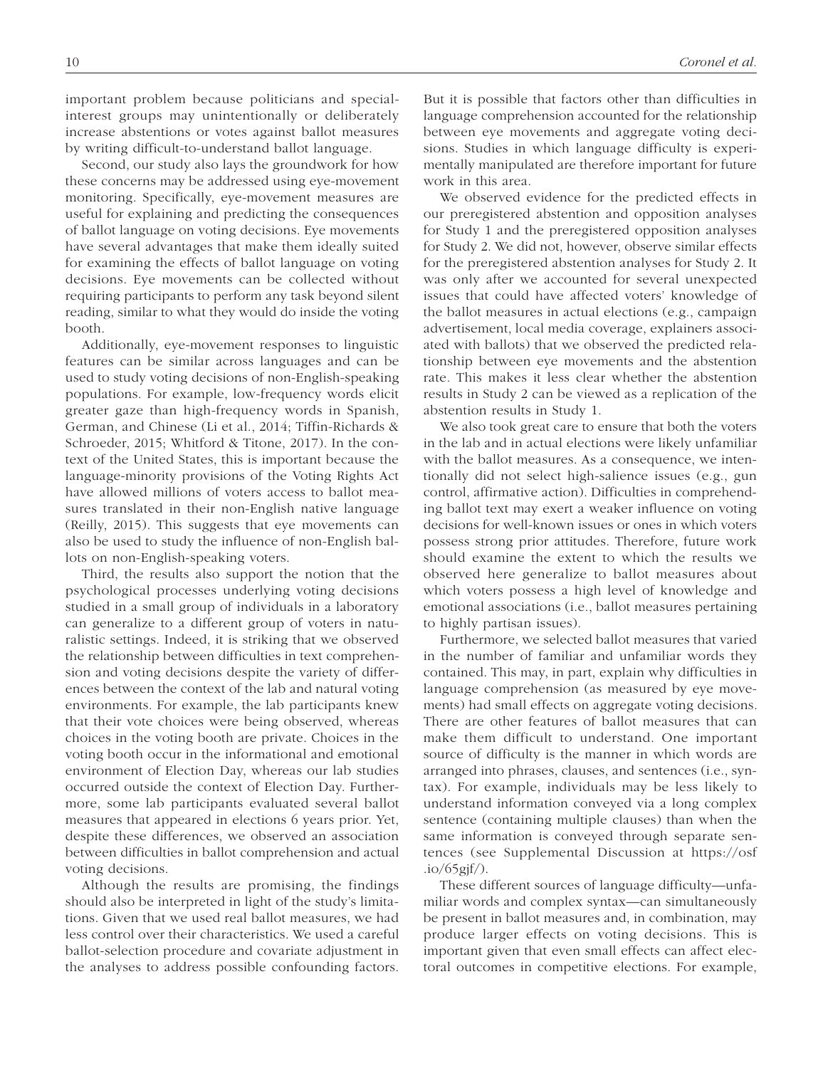important problem because politicians and special-interest groups may unintentionally or deliberately increase abstentions or votes against ballot measures by writing difficult-to-understand ballot language.

Second, our study also lays the groundwork for how these concerns may be addressed using eye-movement monitoring. Specifically, eye-movement measures are useful for explaining and predicting the consequences of ballot language on voting decisions. Eye movements have several advantages that make them ideally suited for examining the effects of ballot language on voting decisions. Eye movements can be collected without requiring participants to perform any task beyond silent reading, similar to what they would do inside the voting booth.

Additionally, eye-movement responses to linguistic features can be similar across languages and can be used to study voting decisions of non-English-speaking populations. For example, low-frequency words elicit greater gaze than high-frequency words in Spanish, German, and Chinese (Li et al., 2014; Tiffin-Richards & Schroeder, 2015; Whitford & Titone, 2017). In the context of the United States, this is important because the language-minority provisions of the Voting Rights Act have allowed millions of voters access to ballot measures translated in their non-English native language (Reilly, 2015). This suggests that eye movements can also be used to study the influence of non-English ballots on non-English-speaking voters.

Third, the results also support the notion that the psychological processes underlying voting decisions studied in a small group of individuals in a laboratory can generalize to a different group of voters in naturalistic settings. Indeed, it is striking that we observed the relationship between difficulties in text comprehension and voting decisions despite the variety of differences between the context of the lab and natural voting environments. For example, the lab participants knew that their vote choices were being observed, whereas choices in the voting booth are private. Choices in the voting booth occur in the informational and emotional environment of Election Day, whereas our lab studies occurred outside the context of Election Day. Furthermore, some lab participants evaluated several ballot measures that appeared in elections 6 years prior. Yet, despite these differences, we observed an association between difficulties in ballot comprehension and actual voting decisions.

Although the results are promising, the findings should also be interpreted in light of the study's limitations. Given that we used real ballot measures, we had less control over their characteristics. We used a careful ballot-selection procedure and covariate adjustment in the analyses to address possible confounding factors. But it is possible that factors other than difficulties in language comprehension accounted for the relationship between eye movements and aggregate voting decisions. Studies in which language difficulty is experimentally manipulated are therefore important for future work in this area.

We observed evidence for the predicted effects in our preregistered abstention and opposition analyses for Study 1 and the preregistered opposition analyses for Study 2. We did not, however, observe similar effects for the preregistered abstention analyses for Study 2. It was only after we accounted for several unexpected issues that could have affected voters' knowledge of the ballot measures in actual elections (e.g., campaign advertisement, local media coverage, explainers associated with ballots) that we observed the predicted relationship between eye movements and the abstention rate. This makes it less clear whether the abstention results in Study 2 can be viewed as a replication of the abstention results in Study 1.

We also took great care to ensure that both the voters in the lab and in actual elections were likely unfamiliar with the ballot measures. As a consequence, we intentionally did not select high-salience issues (e.g., gun control, affirmative action). Difficulties in comprehending ballot text may exert a weaker influence on voting decisions for well-known issues or ones in which voters possess strong prior attitudes. Therefore, future work should examine the extent to which the results we observed here generalize to ballot measures about which voters possess a high level of knowledge and emotional associations (i.e., ballot measures pertaining to highly partisan issues).

Furthermore, we selected ballot measures that varied in the number of familiar and unfamiliar words they contained. This may, in part, explain why difficulties in language comprehension (as measured by eye movements) had small effects on aggregate voting decisions. There are other features of ballot measures that can make them difficult to understand. One important source of difficulty is the manner in which words are arranged into phrases, clauses, and sentences (i.e., syntax). For example, individuals may be less likely to understand information conveyed via a long complex sentence (containing multiple clauses) than when the same information is conveyed through separate sentences (see Supplemental Discussion at https://osf.io/65gjf/).

These different sources of language difficulty—unfamiliar words and complex syntax—can simultaneously be present in ballot measures and, in combination, may produce larger effects on voting decisions. This is important given that even small effects can affect electoral outcomes in competitive elections. For example,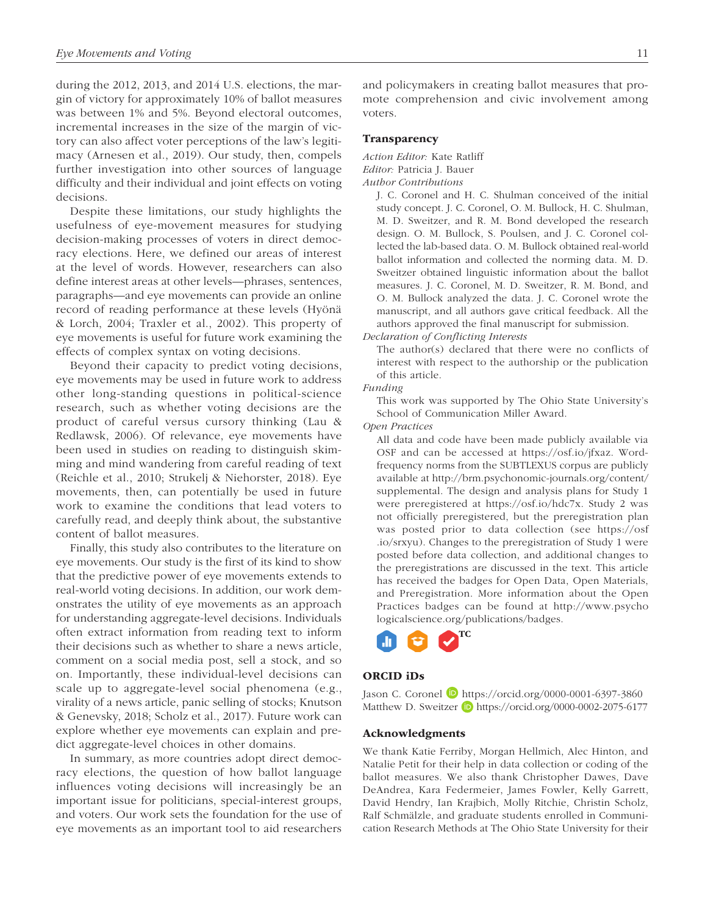during the 2012, 2013, and 2014 U.S. elections, the margin of victory for approximately 10% of ballot measures was between 1% and 5%. Beyond electoral outcomes, incremental increases in the size of the margin of victory can also affect voter perceptions of the law's legitimacy (Arnesen et al., 2019). Our study, then, compels further investigation into other sources of language difficulty and their individual and joint effects on voting decisions.

Despite these limitations, our study highlights the usefulness of eye-movement measures for studying decision-making processes of voters in direct democracy elections. Here, we defined our areas of interest at the level of words. However, researchers can also define interest areas at other levels—phrases, sentences, paragraphs—and eye movements can provide an online record of reading performance at these levels (Hyönä & Lorch, 2004; Traxler et al., 2002). This property of eye movements is useful for future work examining the effects of complex syntax on voting decisions.

Beyond their capacity to predict voting decisions, eye movements may be used in future work to address other long-standing questions in political-science research, such as whether voting decisions are the product of careful versus cursory thinking (Lau & Redlawsk, 2006). Of relevance, eye movements have been used in studies on reading to distinguish skimming and mind wandering from careful reading of text (Reichle et al., 2010; Strukelj & Niehorster, 2018). Eye movements, then, can potentially be used in future work to examine the conditions that lead voters to carefully read, and deeply think about, the substantive content of ballot measures.

Finally, this study also contributes to the literature on eye movements. Our study is the first of its kind to show that the predictive power of eye movements extends to real-world voting decisions. In addition, our work demonstrates the utility of eye movements as an approach for understanding aggregate-level decisions. Individuals often extract information from reading text to inform their decisions such as whether to share a news article, comment on a social media post, sell a stock, and so on. Importantly, these individual-level decisions can scale up to aggregate-level social phenomena (e.g., virality of a news article, panic selling of stocks; Knutson & Genevsky, 2018; Scholz et al., 2017). Future work can explore whether eye movements can explain and predict aggregate-level choices in other domains.

In summary, as more countries adopt direct democracy elections, the question of how ballot language influences voting decisions will increasingly be an important issue for politicians, special-interest groups, and voters. Our work sets the foundation for the use of eye movements as an important tool to aid researchers and policymakers in creating ballot measures that promote comprehension and civic involvement among voters.

## Transparency

*Action Editor:* Kate Ratliff
*Editor:* Patricia J. Bauer
*Author Contributions*

J. C. Coronel and H. C. Shulman conceived of the initial study concept. J. C. Coronel, O. M. Bullock, H. C. Shulman, M. D. Sweitzer, and R. M. Bond developed the research design. O. M. Bullock, S. Poulsen, and J. C. Coronel collected the lab-based data. O. M. Bullock obtained real-world ballot information and collected the norming data. M. D. Sweitzer obtained linguistic information about the ballot measures. J. C. Coronel, M. D. Sweitzer, R. M. Bond, and O. M. Bullock analyzed the data. J. C. Coronel wrote the manuscript, and all authors gave critical feedback. All the authors approved the final manuscript for submission.

*Declaration of Conflicting Interests*

The author(s) declared that there were no conflicts of interest with respect to the authorship or the publication of this article.

*Funding*

This work was supported by The Ohio State University's School of Communication Miller Award.

*Open Practices*

All data and code have been made publicly available via OSF and can be accessed at https://osf.io/jfxaz. Word-frequency norms from the SUBTLEXUS corpus are publicly available at http://brm.psychonomic-journals.org/content/supplemental. The design and analysis plans for Study 1 were preregistered at https://osf.io/hdc7x. Study 2 was not officially preregistered, but the preregistration plan was posted prior to data collection (see https://osf.io/srxyu). Changes to the preregistration of Study 1 were posted before data collection, and additional changes to the preregistrations are discussed in the text. This article has received the badges for Open Data, Open Materials, and Preregistration. More information about the Open Practices badges can be found at http://www.psychologicalscience.org/publications/badges.

## ORCID iDs

Jason C. Coronel https://orcid.org/0000-0001-6397-3860
Matthew D. Sweitzer https://orcid.org/0000-0002-2075-6177

## Acknowledgments

We thank Katie Ferriby, Morgan Hellmich, Alec Hinton, and Natalie Petit for their help in data collection or coding of the ballot measures. We also thank Christopher Dawes, Dave DeAndrea, Kara Federmeier, James Fowler, Kelly Garrett, David Hendry, Ian Krajbich, Molly Ritchie, Christin Scholz, Ralf Schmälzle, and graduate students enrolled in Communication Research Methods at The Ohio State University for their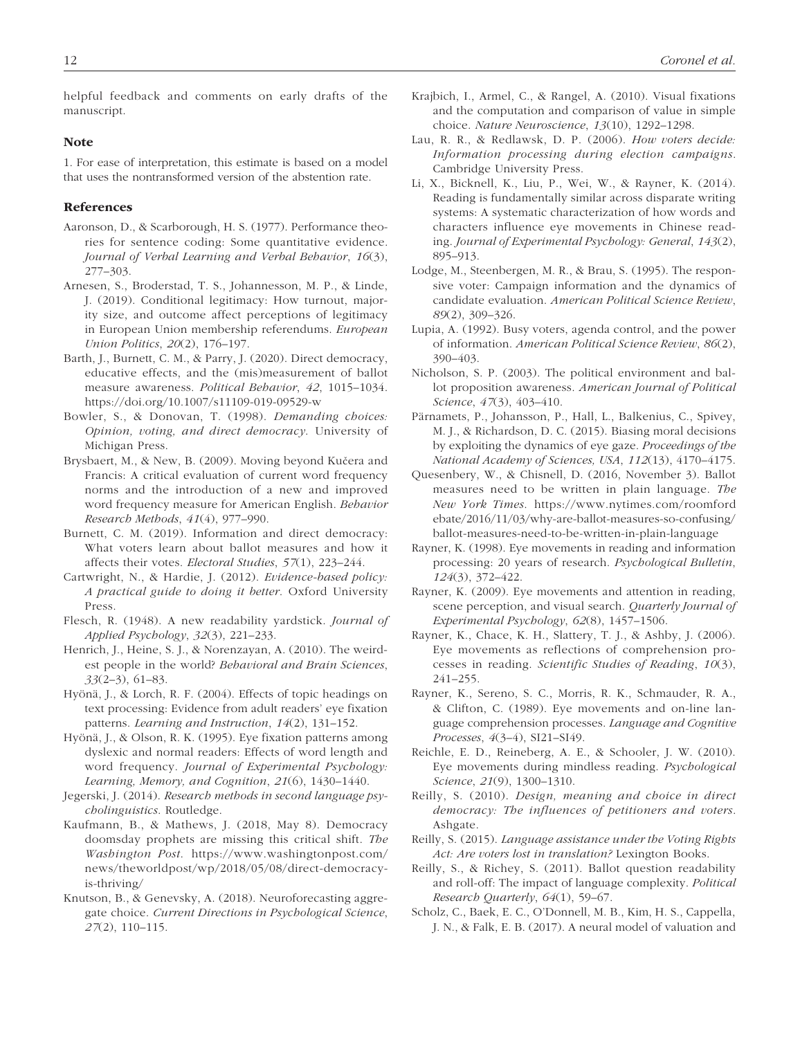helpful feedback and comments on early drafts of the manuscript.

## Note

1. For ease of interpretation, this estimate is based on a model that uses the nontransformed version of the abstention rate.

## References

Aaronson, D., & Scarborough, H. S. (1977). Performance theories for sentence coding: Some quantitative evidence. *Journal of Verbal Learning and Verbal Behavior*, *16*(3), 277–303.

Arnesen, S., Broderstad, T. S., Johannesson, M. P., & Linde, J. (2019). Conditional legitimacy: How turnout, majority size, and outcome affect perceptions of legitimacy in European Union membership referendums. *European Union Politics*, *20*(2), 176–197.

Barth, J., Burnett, C. M., & Parry, J. (2020). Direct democracy, educative effects, and the (mis)measurement of ballot measure awareness. *Political Behavior*, *42*, 1015–1034. https://doi.org/10.1007/s11109-019-09529-w

Bowler, S., & Donovan, T. (1998). *Demanding choices: Opinion, voting, and direct democracy*. University of Michigan Press.

Brysbaert, M., & New, B. (2009). Moving beyond Kučera and Francis: A critical evaluation of current word frequency norms and the introduction of a new and improved word frequency measure for American English. *Behavior Research Methods*, *41*(4), 977–990.

Burnett, C. M. (2019). Information and direct democracy: What voters learn about ballot measures and how it affects their votes. *Electoral Studies*, *57*(1), 223–244.

Cartwright, N., & Hardie, J. (2012). *Evidence-based policy: A practical guide to doing it better*. Oxford University Press.

Flesch, R. (1948). A new readability yardstick. *Journal of Applied Psychology*, *32*(3), 221–233.

Henrich, J., Heine, S. J., & Norenzayan, A. (2010). The weirdest people in the world? *Behavioral and Brain Sciences*, *33*(2–3), 61–83.

Hyönä, J., & Lorch, R. F. (2004). Effects of topic headings on text processing: Evidence from adult readers' eye fixation patterns. *Learning and Instruction*, *14*(2), 131–152.

Hyönä, J., & Olson, R. K. (1995). Eye fixation patterns among dyslexic and normal readers: Effects of word length and word frequency. *Journal of Experimental Psychology: Learning, Memory, and Cognition*, *21*(6), 1430–1440.

Jegerski, J. (2014). *Research methods in second language psycholinguistics*. Routledge.

Kaufmann, B., & Mathews, J. (2018, May 8). Democracy doomsday prophets are missing this critical shift. *The Washington Post*. https://www.washingtonpost.com/news/theworldpost/wp/2018/05/08/direct-democracy-is-thriving/

Knutson, B., & Genevsky, A. (2018). Neuroforecasting aggregate choice. *Current Directions in Psychological Science*, *27*(2), 110–115.

Krajbich, I., Armel, C., & Rangel, A. (2010). Visual fixations and the computation and comparison of value in simple choice. *Nature Neuroscience*, *13*(10), 1292–1298.

Lau, R. R., & Redlawsk, D. P. (2006). *How voters decide: Information processing during election campaigns*. Cambridge University Press.

Li, X., Bicknell, K., Liu, P., Wei, W., & Rayner, K. (2014). Reading is fundamentally similar across disparate writing systems: A systematic characterization of how words and characters influence eye movements in Chinese reading. *Journal of Experimental Psychology: General*, *143*(2), 895–913.

Lodge, M., Steenbergen, M. R., & Brau, S. (1995). The responsive voter: Campaign information and the dynamics of candidate evaluation. *American Political Science Review*, *89*(2), 309–326.

Lupia, A. (1992). Busy voters, agenda control, and the power of information. *American Political Science Review*, *86*(2), 390–403.

Nicholson, S. P. (2003). The political environment and ballot proposition awareness. *American Journal of Political Science*, *47*(3), 403–410.

Pärnamets, P., Johansson, P., Hall, L., Balkenius, C., Spivey, M. J., & Richardson, D. C. (2015). Biasing moral decisions by exploiting the dynamics of eye gaze. *Proceedings of the National Academy of Sciences, USA*, *112*(13), 4170–4175.

Quesenbery, W., & Chisnell, D. (2016, November 3). Ballot measures need to be written in plain language. *The New York Times*. https://www.nytimes.com/roomfordebate/2016/11/03/why-are-ballot-measures-so-confusing/ballot-measures-need-to-be-written-in-plain-language

Rayner, K. (1998). Eye movements in reading and information processing: 20 years of research. *Psychological Bulletin*, *124*(3), 372–422.

Rayner, K. (2009). Eye movements and attention in reading, scene perception, and visual search. *Quarterly Journal of Experimental Psychology*, *62*(8), 1457–1506.

Rayner, K., Chace, K. H., Slattery, T. J., & Ashby, J. (2006). Eye movements as reflections of comprehension processes in reading. *Scientific Studies of Reading*, *10*(3), 241–255.

Rayner, K., Sereno, S. C., Morris, R. K., Schmauder, R. A., & Clifton, C. (1989). Eye movements and on-line language comprehension processes. *Language and Cognitive Processes*, *4*(3–4), SI21–SI49.

Reichle, E. D., Reineberg, A. E., & Schooler, J. W. (2010). Eye movements during mindless reading. *Psychological Science*, *21*(9), 1300–1310.

Reilly, S. (2010). *Design, meaning and choice in direct democracy: The influences of petitioners and voters*. Ashgate.

Reilly, S. (2015). *Language assistance under the Voting Rights Act: Are voters lost in translation?* Lexington Books.

Reilly, S., & Richey, S. (2011). Ballot question readability and roll-off: The impact of language complexity. *Political Research Quarterly*, *64*(1), 59–67.

Scholz, C., Baek, E. C., O'Donnell, M. B., Kim, H. S., Cappella, J. N., & Falk, E. B. (2017). A neural model of valuation and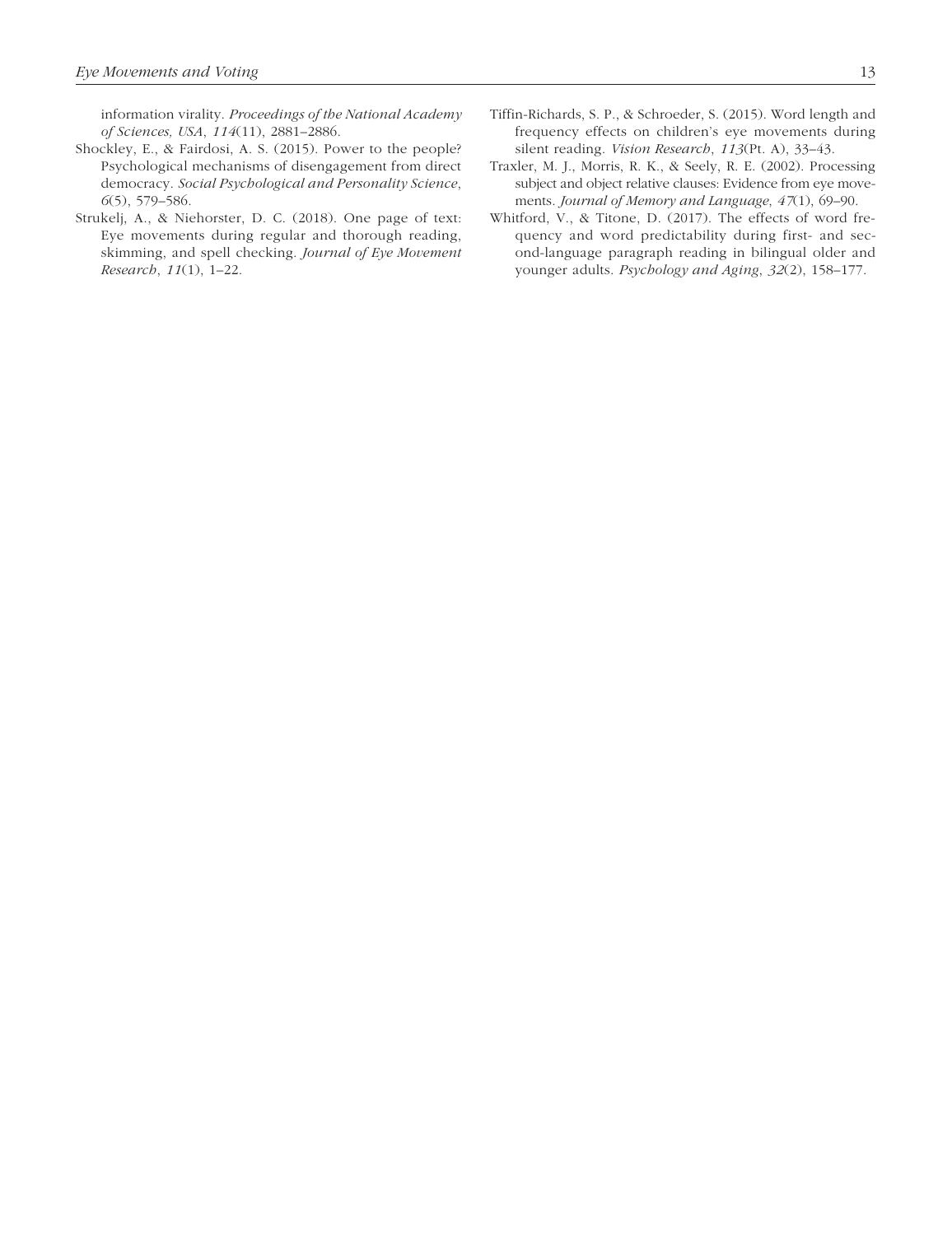information virality. *Proceedings of the National Academy of Sciences, USA*, *114*(11), 2881–2886.

Shockley, E., & Fairdosi, A. S. (2015). Power to the people? Psychological mechanisms of disengagement from direct democracy. *Social Psychological and Personality Science*, *6*(5), 579–586.

Strukelj, A., & Niehorster, D. C. (2018). One page of text: Eye movements during regular and thorough reading, skimming, and spell checking. *Journal of Eye Movement Research*, *11*(1), 1–22.

Tiffin-Richards, S. P., & Schroeder, S. (2015). Word length and frequency effects on children's eye movements during silent reading. *Vision Research*, *113*(Pt. A), 33–43.

Traxler, M. J., Morris, R. K., & Seely, R. E. (2002). Processing subject and object relative clauses: Evidence from eye movements. *Journal of Memory and Language*, *47*(1), 69–90.

Whitford, V., & Titone, D. (2017). The effects of word frequency and word predictability during first- and second-language paragraph reading in bilingual older and younger adults. *Psychology and Aging*, *32*(2), 158–177.